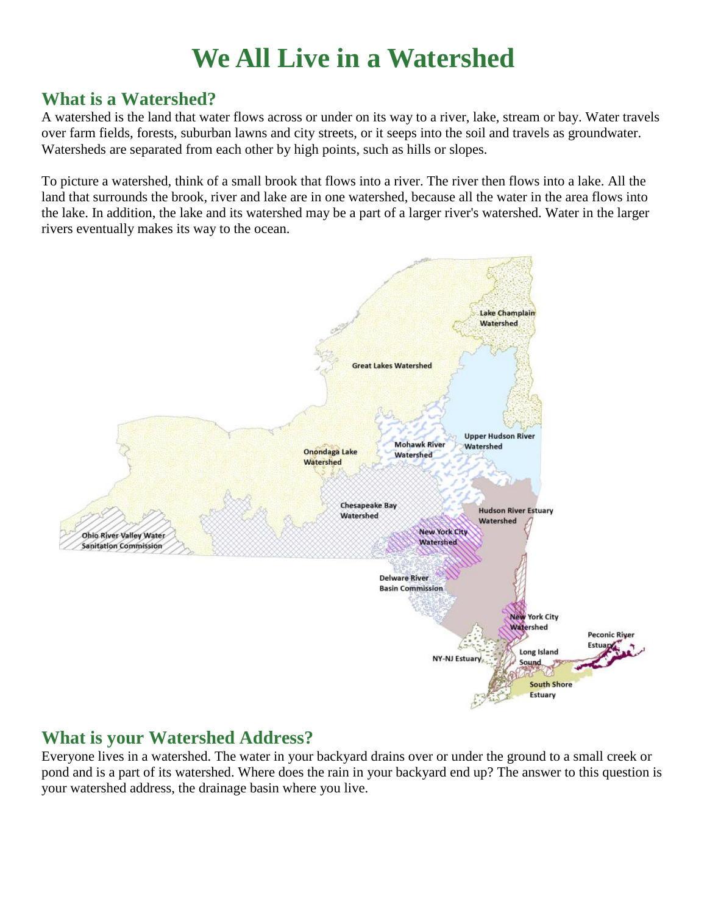# We All Live in a Watershed

## What is a Watershed?

A watershed is the land that water flows across or under on its way to a river, lake, stream or bay. Water travels over farm fields, forests, suburban lawns and city streets, or it seeps into the soil and travels as groundwater. Watersheds are separated from each other by high points, such as hills or slopes.

To picture a watershed, think of a small brook that flows into a river. The river then flows into a lake. All the land that surrounds the brook, river and lake are in one watershed, because all the water in the area flows into the lake. In addition, the lake and its watershed may be a part of a larger river's watershed. Water in the larger rivers eventually makes its way to the ocean.

## What is your Watershed Address?

Everyone lives in a watershed. The water in your backyard drains over or under the ground to a small creek or pond and is a part of its watershed. Where does the rain in your backyard end up? The answer to this question is your watershed address, the drainage basin where you live.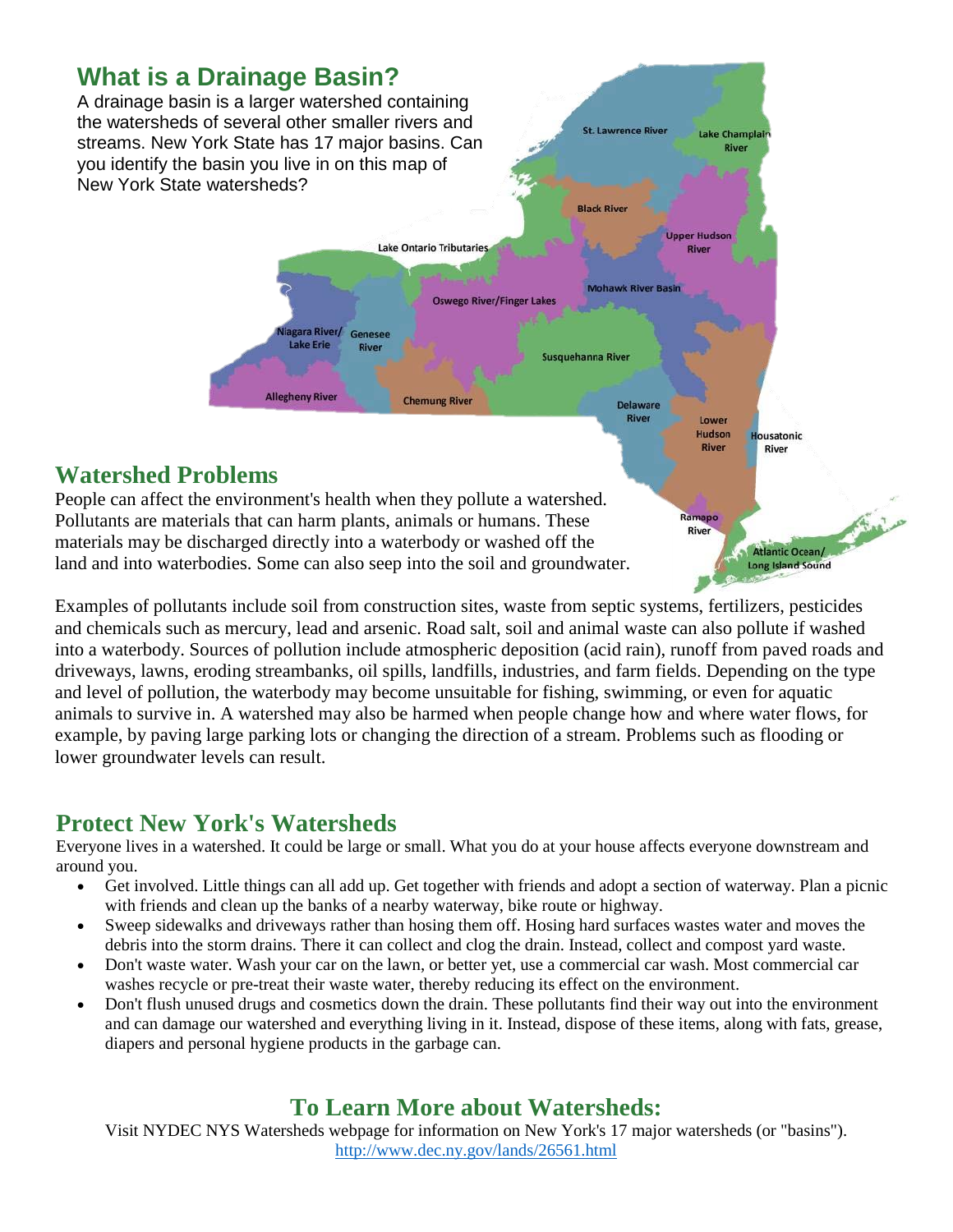## What is a Drainage Basin?

A drainage basin is a larger watershed containing the watersheds of several other smaller rivers and streams. New York State has 17 major basins. Can you identify the basin you live in on this map of New York State watersheds?

St. Lawrence River
Lake Champlain River
Black River
Upper Hudson River
Lake Ontario Tributaries
Mohawk River Basin
Oswego River/Finger Lakes
Niagara River/ Lake Erie
Genesee River
Susquehanna River
Allegheny River
Chemung River
Delaware River
Lower Hudson River
Housatonic River
Ramapo River
Atlantic Ocean/ Long Island Sound

## Watershed Problems

People can affect the environment's health when they pollute a watershed. Pollutants are materials that can harm plants, animals or humans. These materials may be discharged directly into a waterbody or washed off the land and into waterbodies. Some can also seep into the soil and groundwater.

Examples of pollutants include soil from construction sites, waste from septic systems, fertilizers, pesticides and chemicals such as mercury, lead and arsenic. Road salt, soil and animal waste can also pollute if washed into a waterbody. Sources of pollution include atmospheric deposition (acid rain), runoff from paved roads and driveways, lawns, eroding streambanks, oil spills, landfills, industries, and farm fields. Depending on the type and level of pollution, the waterbody may become unsuitable for fishing, swimming, or even for aquatic animals to survive in. A watershed may also be harmed when people change how and where water flows, for example, by paving large parking lots or changing the direction of a stream. Problems such as flooding or lower groundwater levels can result.

## Protect New York's Watersheds

Everyone lives in a watershed. It could be large or small. What you do at your house affects everyone downstream and around you.

- Get involved. Little things can all add up. Get together with friends and adopt a section of waterway. Plan a picnic with friends and clean up the banks of a nearby waterway, bike route or highway.
- Sweep sidewalks and driveways rather than hosing them off. Hosing hard surfaces wastes water and moves the debris into the storm drains. There it can collect and clog the drain. Instead, collect and compost yard waste.
- Don't waste water. Wash your car on the lawn, or better yet, use a commercial car wash. Most commercial car washes recycle or pre-treat their waste water, thereby reducing its effect on the environment.
- Don't flush unused drugs and cosmetics down the drain. These pollutants find their way out into the environment and can damage our watershed and everything living in it. Instead, dispose of these items, along with fats, grease, diapers and personal hygiene products in the garbage can.

## To Learn More about Watersheds:

Visit NYDEC NYS Watersheds webpage for information on New York's 17 major watersheds (or "basins").
http://www.dec.ny.gov/lands/26561.html